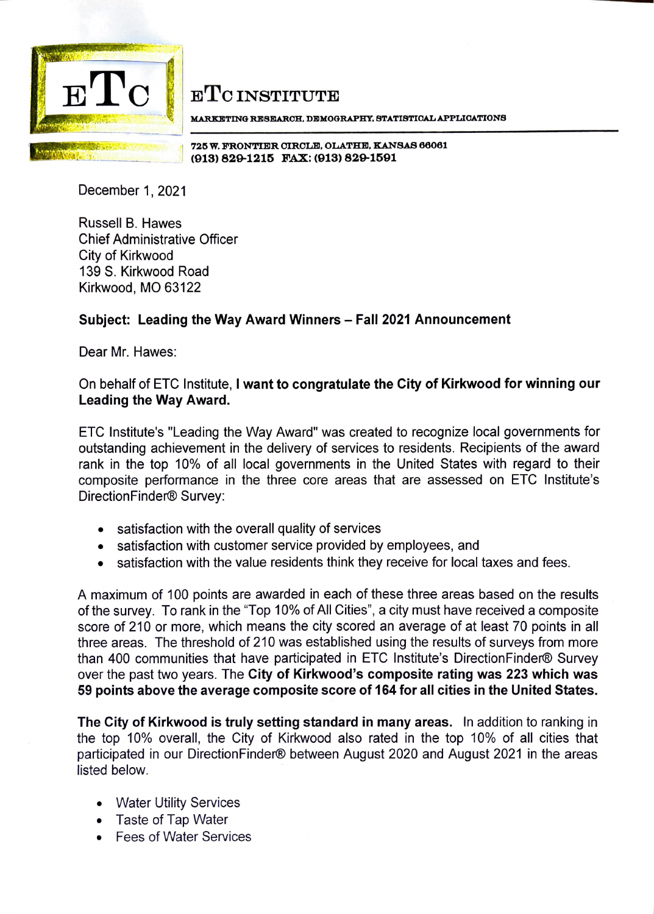# ETC INSTITUTE

MARKETING RESEARCH, DEMOGRAPHY, STATISTICAL APPLICATIONS

725 W. FRONTIER CIRCLE, OLATHE, KANSAS 66061
(913) 829-1215 FAX: (913) 829-1591

December 1, 2021

Russell B. Hawes
Chief Administrative Officer
City of Kirkwood
139 S. Kirkwood Road
Kirkwood, MO 63122

**Subject: Leading the Way Award Winners – Fall 2021 Announcement**

Dear Mr. Hawes:

On behalf of ETC Institute, **I want to congratulate the City of Kirkwood for winning our Leading the Way Award.**

ETC Institute's "Leading the Way Award" was created to recognize local governments for outstanding achievement in the delivery of services to residents. Recipients of the award rank in the top 10% of all local governments in the United States with regard to their composite performance in the three core areas that are assessed on ETC Institute's DirectionFinder® Survey:

- satisfaction with the overall quality of services
- satisfaction with customer service provided by employees, and
- satisfaction with the value residents think they receive for local taxes and fees.

A maximum of 100 points are awarded in each of these three areas based on the results of the survey. To rank in the "Top 10% of All Cities", a city must have received a composite score of 210 or more, which means the city scored an average of at least 70 points in all three areas. The threshold of 210 was established using the results of surveys from more than 400 communities that have participated in ETC Institute's DirectionFinder® Survey over the past two years. The **City of Kirkwood's composite rating was 223 which was 59 points above the average composite score of 164 for all cities in the United States.**

**The City of Kirkwood is truly setting standard in many areas.** In addition to ranking in the top 10% overall, the City of Kirkwood also rated in the top 10% of all cities that participated in our DirectionFinder® between August 2020 and August 2021 in the areas listed below.

- Water Utility Services
- Taste of Tap Water
- Fees of Water Services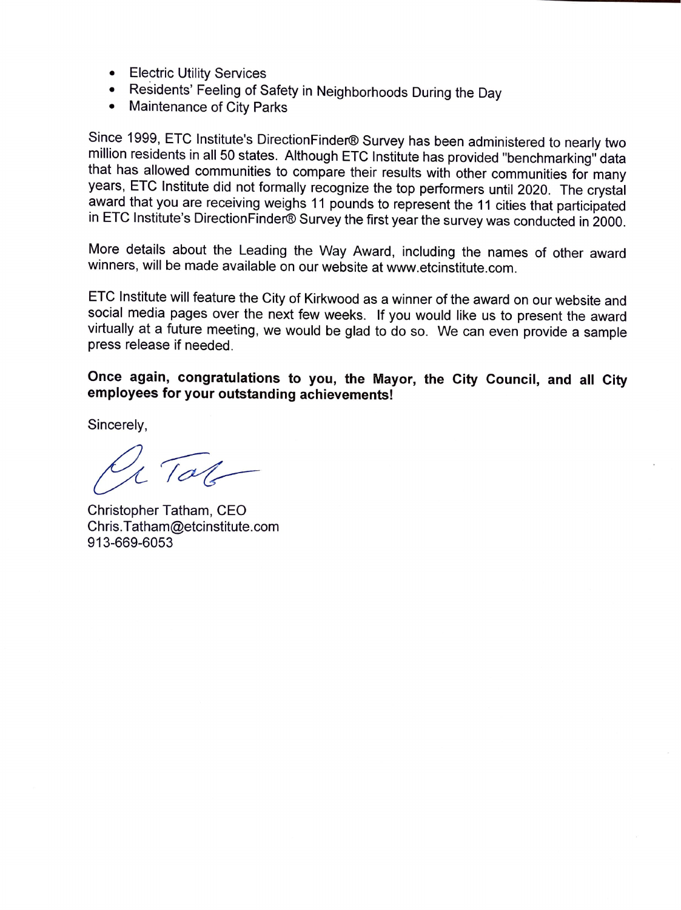- Electric Utility Services
- Residents' Feeling of Safety in Neighborhoods During the Day
- Maintenance of City Parks

Since 1999, ETC Institute's DirectionFinder® Survey has been administered to nearly two million residents in all 50 states. Although ETC Institute has provided "benchmarking" data that has allowed communities to compare their results with other communities for many years, ETC Institute did not formally recognize the top performers until 2020. The crystal award that you are receiving weighs 11 pounds to represent the 11 cities that participated in ETC Institute's DirectionFinder® Survey the first year the survey was conducted in 2000.

More details about the Leading the Way Award, including the names of other award winners, will be made available on our website at www.etcinstitute.com.

ETC Institute will feature the City of Kirkwood as a winner of the award on our website and social media pages over the next few weeks. If you would like us to present the award virtually at a future meeting, we would be glad to do so. We can even provide a sample press release if needed.

**Once again, congratulations to you, the Mayor, the City Council, and all City employees for your outstanding achievements!**

Sincerely,

Christopher Tatham, CEO
Chris.Tatham@etcinstitute.com
913-669-6053